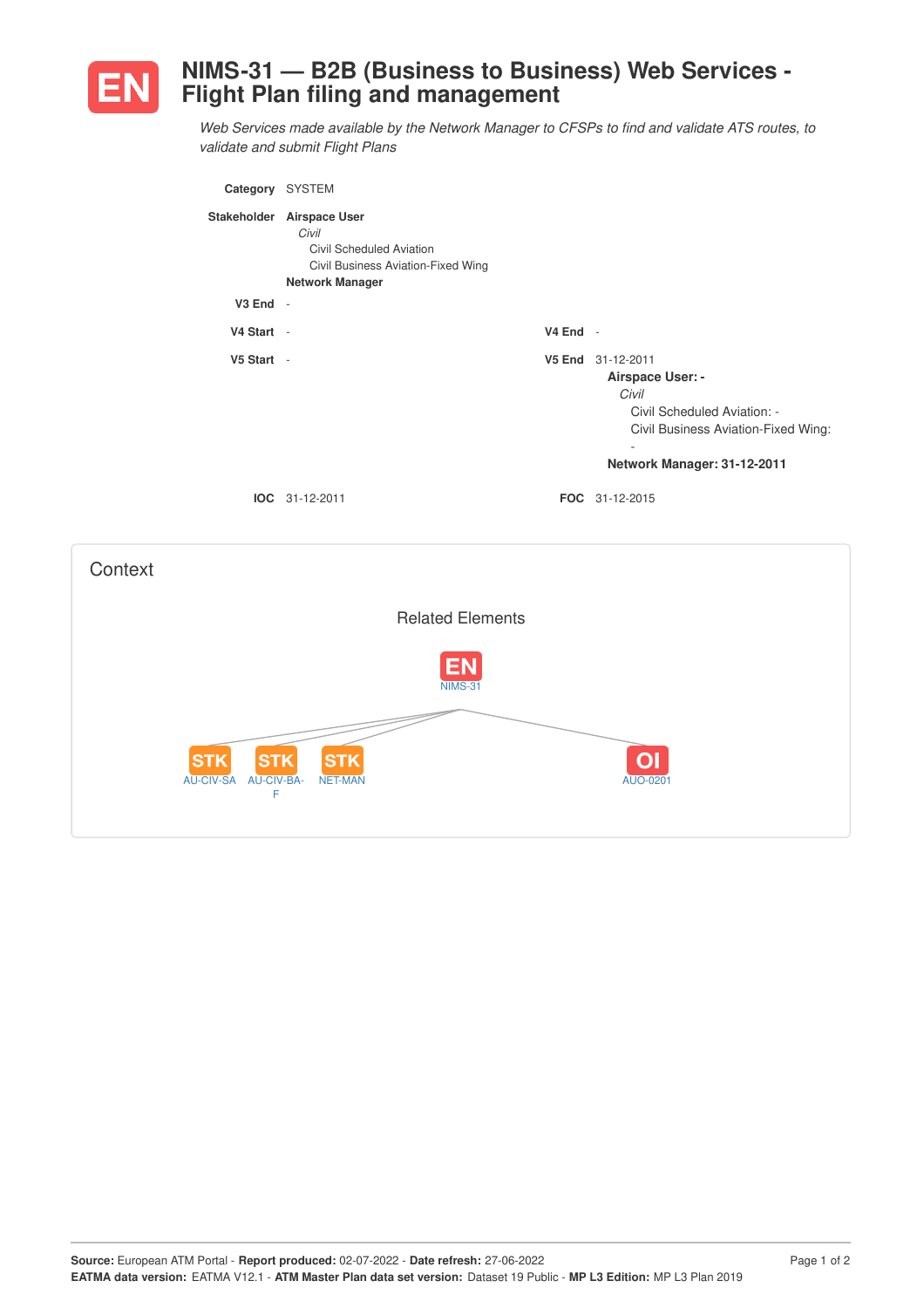# EN NIMS-31 — B2B (Business to Business) Web Services - Flight Plan filing and management

*Web Services made available by the Network Manager to CFSPs to find and validate ATS routes, to validate and submit Flight Plans*

**Category** SYSTEM

**Stakeholder** **Airspace User**
*Civil*
Civil Scheduled Aviation
Civil Business Aviation-Fixed Wing
**Network Manager**

**V3 End** -

**V4 Start** -

**V4 End** -

**V5 Start** -

**V5 End** 31-12-2011
**Airspace User: -**
*Civil*
Civil Scheduled Aviation: -
Civil Business Aviation-Fixed Wing: -
**Network Manager: 31-12-2011**

**IOC** 31-12-2011

**FOC** 31-12-2015

## Context

### Related Elements

EN NIMS-31

STK AU-CIV-SA

STK AU-CIV-BA-F

STK NET-MAN

OI AUO-0201

**Source:** European ATM Portal - **Report produced:** 02-07-2022 - **Date refresh:** 27-06-2022
**EATMA data version:** EATMA V12.1 - **ATM Master Plan data set version:** Dataset 19 Public - **MP L3 Edition:** MP L3 Plan 2019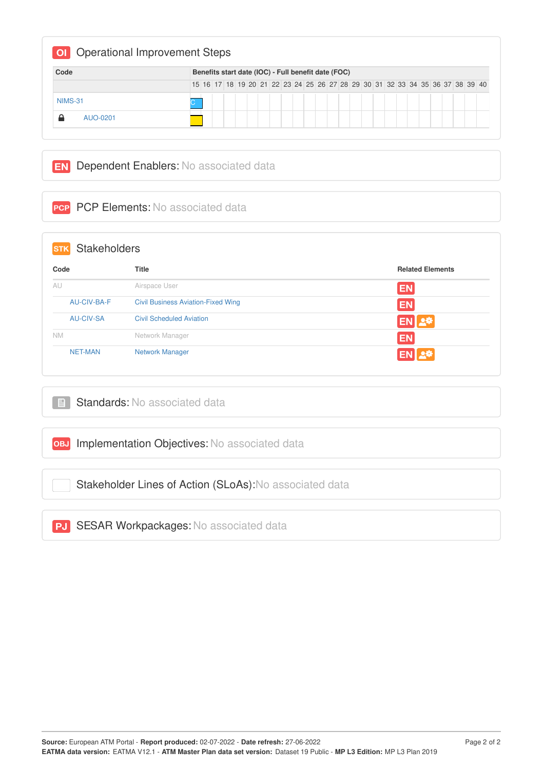## OI Operational Improvement Steps

| Code | Benefits start date (IOC) - Full benefit date (FOC) | | | | | | | | | | | | | | | | | | | | | | | | | |
|---|---|---|---|---|---|---|---|---|---|---|---|---|---|---|---|---|---|---|---|---|---|---|---|---|---|---|
| | 15 | 16 | 17 | 18 | 19 | 20 | 21 | 22 | 23 | 24 | 25 | 26 | 27 | 28 | 29 | 30 | 31 | 32 | 33 | 34 | 35 | 36 | 37 | 38 | 39 | 40 |
| NIMS-31 | C | | | | | | | | | | | | | | | | | | | | | | | | | |
| AUO-0201 | | | | | | | | | | | | | | | | | | | | | | | | | | |

## EN Dependent Enablers: No associated data

## PCP PCP Elements: No associated data

## STK Stakeholders

| Code | Title | Related Elements |
|---|---|---|
| AU | Airspace User | EN |
| AU-CIV-BA-F | Civil Business Aviation-Fixed Wing | EN |
| AU-CIV-SA | Civil Scheduled Aviation | EN |
| NM | Network Manager | EN |
| NET-MAN | Network Manager | EN |

## Standards: No associated data

## OBJ Implementation Objectives: No associated data

## Stakeholder Lines of Action (SLoAs): No associated data

## PJ SESAR Workpackages: No associated data

**Source:** European ATM Portal - **Report produced:** 02-07-2022 - **Date refresh:** 27-06-2022
**EATMA data version:** EATMA V12.1 - **ATM Master Plan data set version:** Dataset 19 Public - **MP L3 Edition:** MP L3 Plan 2019